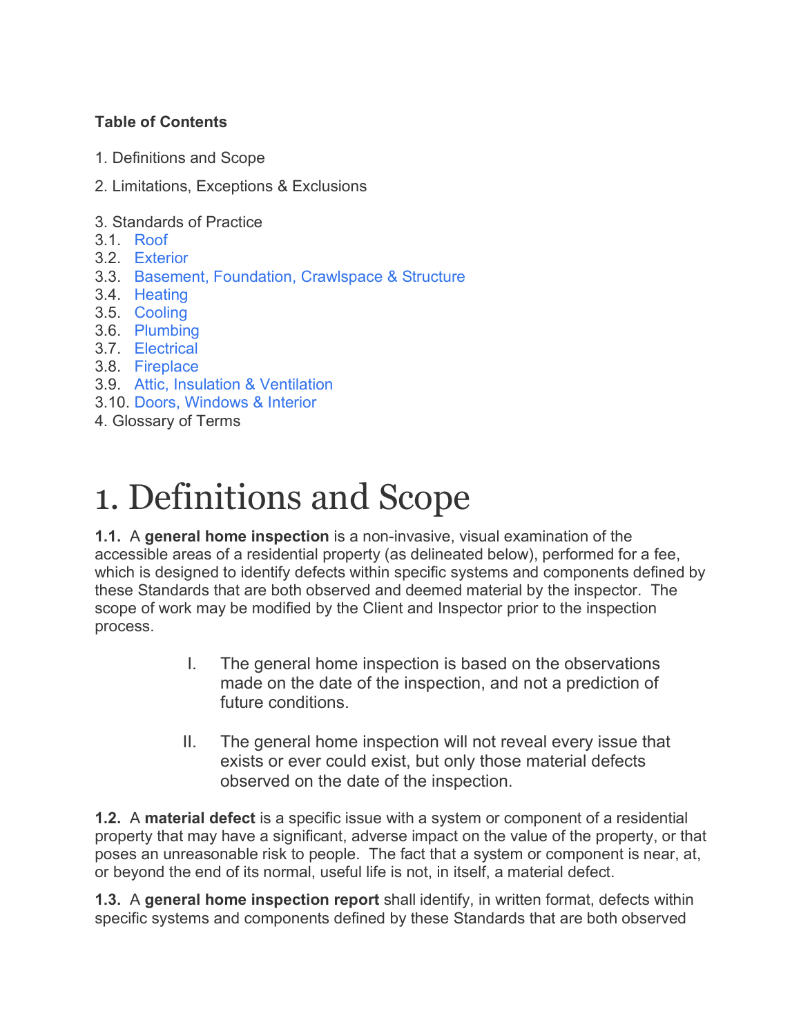**Table of Contents**

1. Definitions and Scope

2. Limitations, Exceptions & Exclusions

3. Standards of Practice
3.1. Roof
3.2. Exterior
3.3. Basement, Foundation, Crawlspace & Structure
3.4. Heating
3.5. Cooling
3.6. Plumbing
3.7. Electrical
3.8. Fireplace
3.9. Attic, Insulation & Ventilation
3.10. Doors, Windows & Interior
4. Glossary of Terms

# 1. Definitions and Scope

**1.1.** A **general home inspection** is a non-invasive, visual examination of the accessible areas of a residential property (as delineated below), performed for a fee, which is designed to identify defects within specific systems and components defined by these Standards that are both observed and deemed material by the inspector. The scope of work may be modified by the Client and Inspector prior to the inspection process.

I. The general home inspection is based on the observations made on the date of the inspection, and not a prediction of future conditions.

II. The general home inspection will not reveal every issue that exists or ever could exist, but only those material defects observed on the date of the inspection.

**1.2.** A **material defect** is a specific issue with a system or component of a residential property that may have a significant, adverse impact on the value of the property, or that poses an unreasonable risk to people. The fact that a system or component is near, at, or beyond the end of its normal, useful life is not, in itself, a material defect.

**1.3.** A **general home inspection report** shall identify, in written format, defects within specific systems and components defined by these Standards that are both observed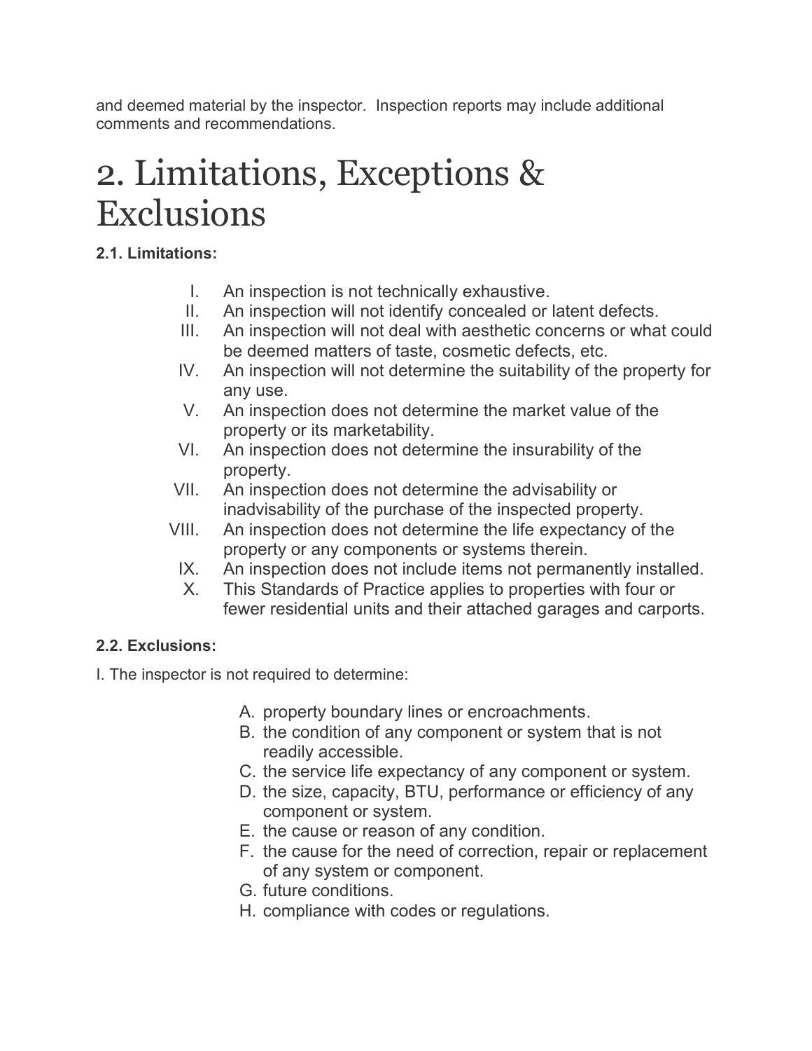and deemed material by the inspector. Inspection reports may include additional comments and recommendations.

# 2. Limitations, Exceptions & Exclusions

**2.1. Limitations:**

I. An inspection is not technically exhaustive.
II. An inspection will not identify concealed or latent defects.
III. An inspection will not deal with aesthetic concerns or what could be deemed matters of taste, cosmetic defects, etc.
IV. An inspection will not determine the suitability of the property for any use.
V. An inspection does not determine the market value of the property or its marketability.
VI. An inspection does not determine the insurability of the property.
VII. An inspection does not determine the advisability or inadvisability of the purchase of the inspected property.
VIII. An inspection does not determine the life expectancy of the property or any components or systems therein.
IX. An inspection does not include items not permanently installed.
X. This Standards of Practice applies to properties with four or fewer residential units and their attached garages and carports.

**2.2. Exclusions:**

I. The inspector is not required to determine:

A. property boundary lines or encroachments.
B. the condition of any component or system that is not readily accessible.
C. the service life expectancy of any component or system.
D. the size, capacity, BTU, performance or efficiency of any component or system.
E. the cause or reason of any condition.
F. the cause for the need of correction, repair or replacement of any system or component.
G. future conditions.
H. compliance with codes or regulations.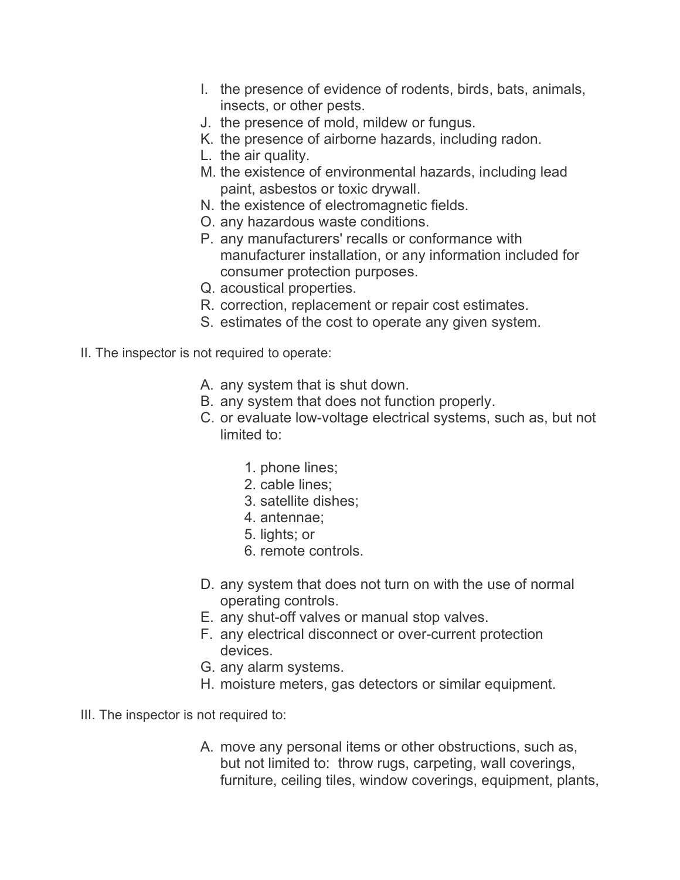I. the presence of evidence of rodents, birds, bats, animals, insects, or other pests.
J. the presence of mold, mildew or fungus.
K. the presence of airborne hazards, including radon.
L. the air quality.
M. the existence of environmental hazards, including lead paint, asbestos or toxic drywall.
N. the existence of electromagnetic fields.
O. any hazardous waste conditions.
P. any manufacturers' recalls or conformance with manufacturer installation, or any information included for consumer protection purposes.
Q. acoustical properties.
R. correction, replacement or repair cost estimates.
S. estimates of the cost to operate any given system.

II. The inspector is not required to operate:

A. any system that is shut down.
B. any system that does not function properly.
C. or evaluate low-voltage electrical systems, such as, but not limited to:
    1. phone lines;
    2. cable lines;
    3. satellite dishes;
    4. antennae;
    5. lights; or
    6. remote controls.
D. any system that does not turn on with the use of normal operating controls.
E. any shut-off valves or manual stop valves.
F. any electrical disconnect or over-current protection devices.
G. any alarm systems.
H. moisture meters, gas detectors or similar equipment.

III. The inspector is not required to:

A. move any personal items or other obstructions, such as, but not limited to: throw rugs, carpeting, wall coverings, furniture, ceiling tiles, window coverings, equipment, plants,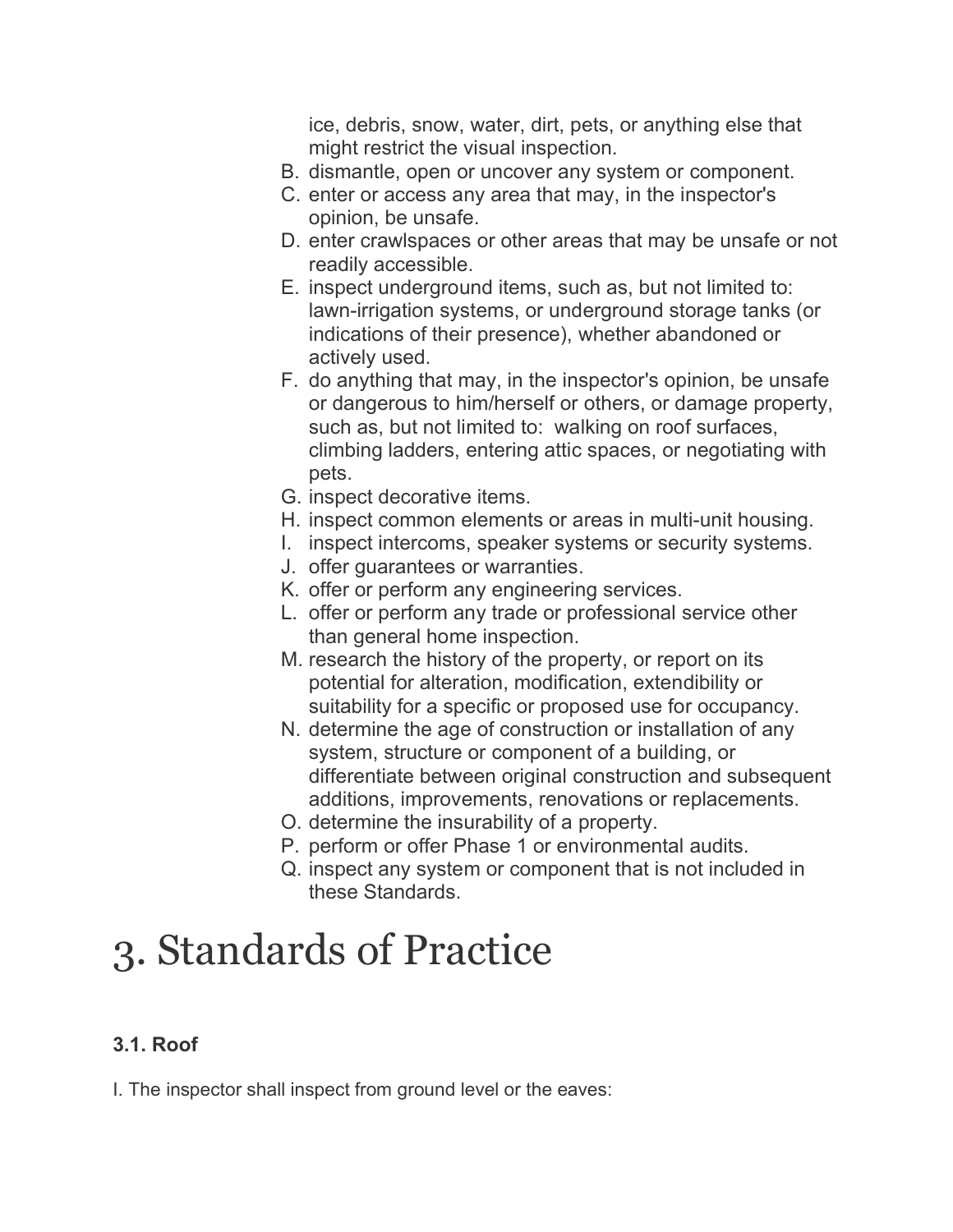ice, debris, snow, water, dirt, pets, or anything else that might restrict the visual inspection.

B. dismantle, open or uncover any system or component.
C. enter or access any area that may, in the inspector's opinion, be unsafe.
D. enter crawlspaces or other areas that may be unsafe or not readily accessible.
E. inspect underground items, such as, but not limited to: lawn-irrigation systems, or underground storage tanks (or indications of their presence), whether abandoned or actively used.
F. do anything that may, in the inspector's opinion, be unsafe or dangerous to him/herself or others, or damage property, such as, but not limited to: walking on roof surfaces, climbing ladders, entering attic spaces, or negotiating with pets.
G. inspect decorative items.
H. inspect common elements or areas in multi-unit housing.
I. inspect intercoms, speaker systems or security systems.
J. offer guarantees or warranties.
K. offer or perform any engineering services.
L. offer or perform any trade or professional service other than general home inspection.
M. research the history of the property, or report on its potential for alteration, modification, extendibility or suitability for a specific or proposed use for occupancy.
N. determine the age of construction or installation of any system, structure or component of a building, or differentiate between original construction and subsequent additions, improvements, renovations or replacements.
O. determine the insurability of a property.
P. perform or offer Phase 1 or environmental audits.
Q. inspect any system or component that is not included in these Standards.

# 3. Standards of Practice

### 3.1. Roof

I. The inspector shall inspect from ground level or the eaves: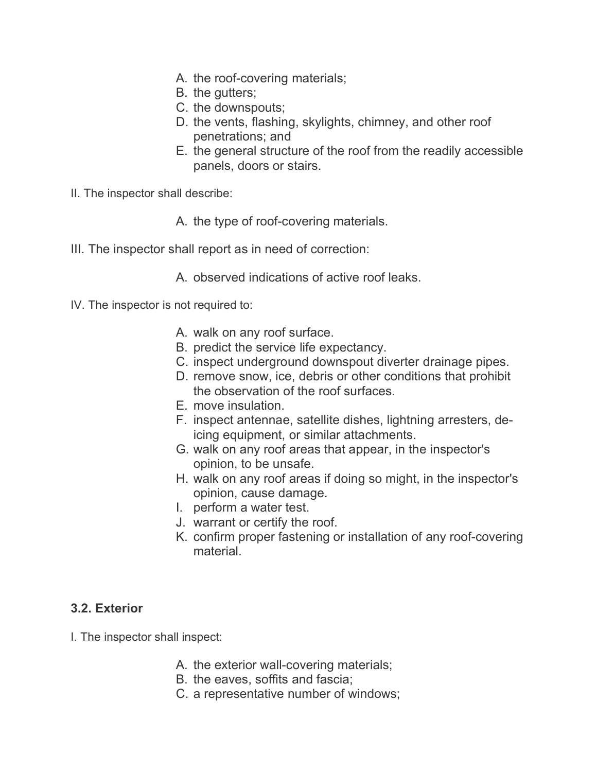A. the roof-covering materials;
B. the gutters;
C. the downspouts;
D. the vents, flashing, skylights, chimney, and other roof penetrations; and
E. the general structure of the roof from the readily accessible panels, doors or stairs.

II. The inspector shall describe:

A. the type of roof-covering materials.

III. The inspector shall report as in need of correction:

A. observed indications of active roof leaks.

IV. The inspector is not required to:

A. walk on any roof surface.
B. predict the service life expectancy.
C. inspect underground downspout diverter drainage pipes.
D. remove snow, ice, debris or other conditions that prohibit the observation of the roof surfaces.
E. move insulation.
F. inspect antennae, satellite dishes, lightning arresters, de-icing equipment, or similar attachments.
G. walk on any roof areas that appear, in the inspector's opinion, to be unsafe.
H. walk on any roof areas if doing so might, in the inspector's opinion, cause damage.
I. perform a water test.
J. warrant or certify the roof.
K. confirm proper fastening or installation of any roof-covering material.

### 3.2. Exterior

I. The inspector shall inspect:

A. the exterior wall-covering materials;
B. the eaves, soffits and fascia;
C. a representative number of windows;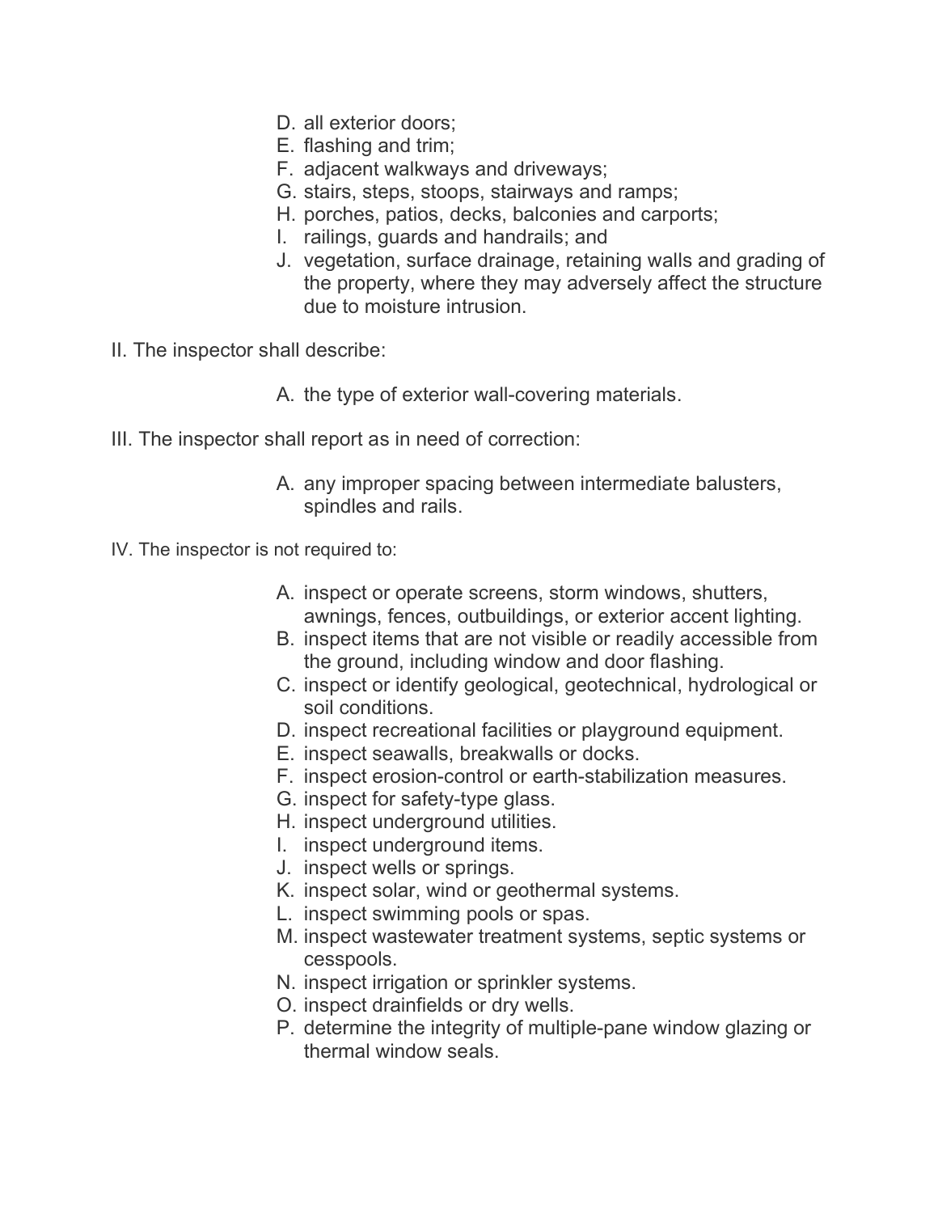D. all exterior doors;
E. flashing and trim;
F. adjacent walkways and driveways;
G. stairs, steps, stoops, stairways and ramps;
H. porches, patios, decks, balconies and carports;
I. railings, guards and handrails; and
J. vegetation, surface drainage, retaining walls and grading of the property, where they may adversely affect the structure due to moisture intrusion.

II. The inspector shall describe:

A. the type of exterior wall-covering materials.

III. The inspector shall report as in need of correction:

A. any improper spacing between intermediate balusters, spindles and rails.

IV. The inspector is not required to:

A. inspect or operate screens, storm windows, shutters, awnings, fences, outbuildings, or exterior accent lighting.
B. inspect items that are not visible or readily accessible from the ground, including window and door flashing.
C. inspect or identify geological, geotechnical, hydrological or soil conditions.
D. inspect recreational facilities or playground equipment.
E. inspect seawalls, breakwalls or docks.
F. inspect erosion-control or earth-stabilization measures.
G. inspect for safety-type glass.
H. inspect underground utilities.
I. inspect underground items.
J. inspect wells or springs.
K. inspect solar, wind or geothermal systems.
L. inspect swimming pools or spas.
M. inspect wastewater treatment systems, septic systems or cesspools.
N. inspect irrigation or sprinkler systems.
O. inspect drainfields or dry wells.
P. determine the integrity of multiple-pane window glazing or thermal window seals.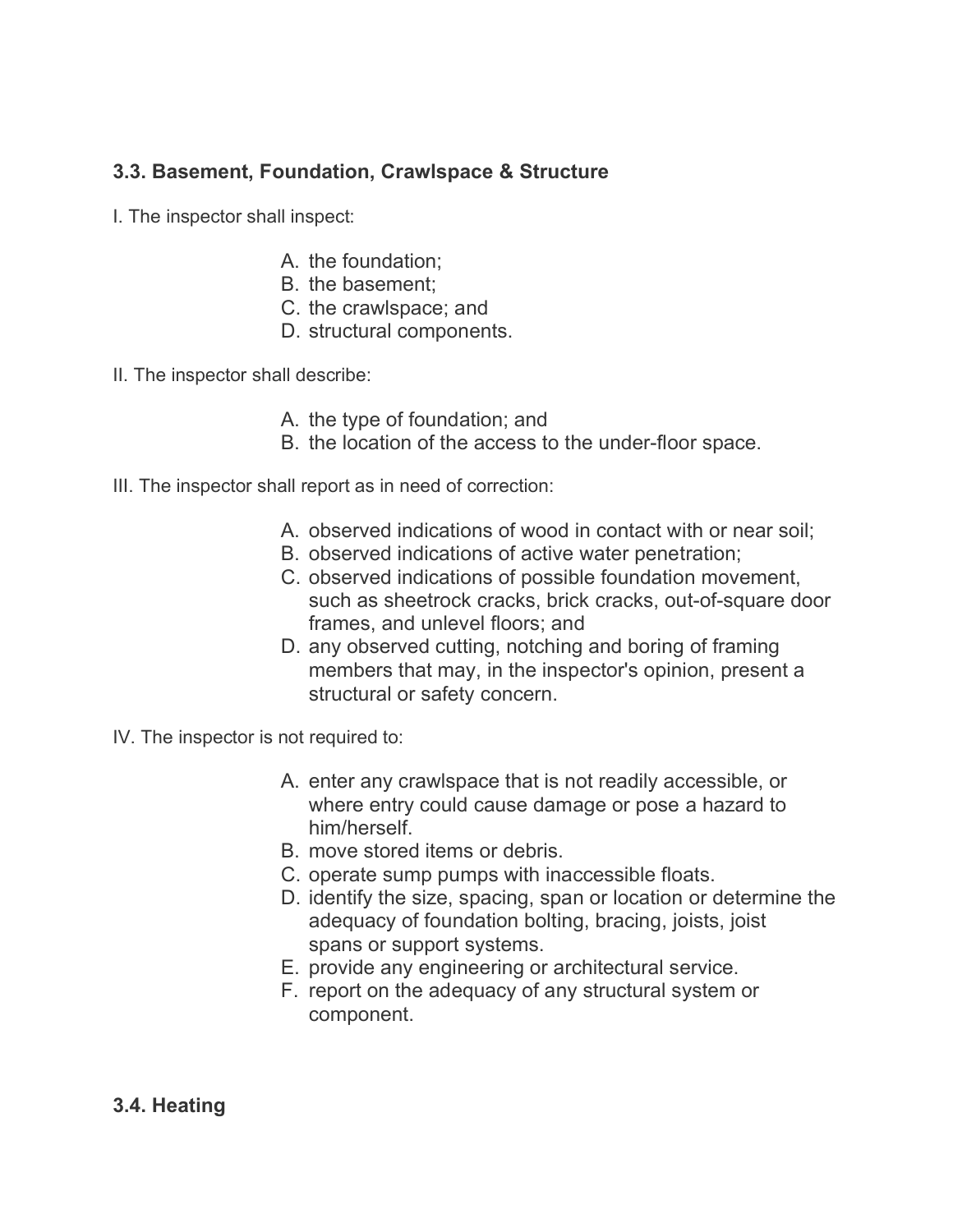### 3.3. Basement, Foundation, Crawlspace & Structure

I. The inspector shall inspect:

A. the foundation;
B. the basement;
C. the crawlspace; and
D. structural components.

II. The inspector shall describe:

A. the type of foundation; and
B. the location of the access to the under-floor space.

III. The inspector shall report as in need of correction:

A. observed indications of wood in contact with or near soil;
B. observed indications of active water penetration;
C. observed indications of possible foundation movement, such as sheetrock cracks, brick cracks, out-of-square door frames, and unlevel floors; and
D. any observed cutting, notching and boring of framing members that may, in the inspector's opinion, present a structural or safety concern.

IV. The inspector is not required to:

A. enter any crawlspace that is not readily accessible, or where entry could cause damage or pose a hazard to him/herself.
B. move stored items or debris.
C. operate sump pumps with inaccessible floats.
D. identify the size, spacing, span or location or determine the adequacy of foundation bolting, bracing, joists, joist spans or support systems.
E. provide any engineering or architectural service.
F. report on the adequacy of any structural system or component.

### 3.4. Heating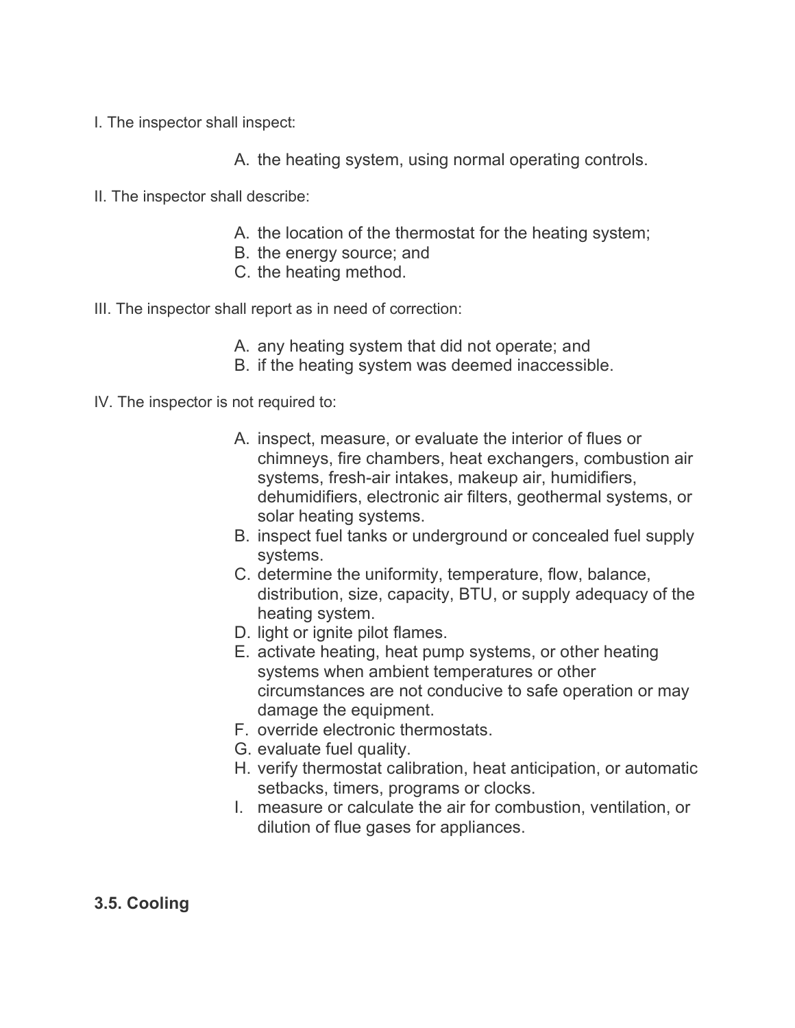I. The inspector shall inspect:

A. the heating system, using normal operating controls.

II. The inspector shall describe:

A. the location of the thermostat for the heating system;
B. the energy source; and
C. the heating method.

III. The inspector shall report as in need of correction:

A. any heating system that did not operate; and
B. if the heating system was deemed inaccessible.

IV. The inspector is not required to:

A. inspect, measure, or evaluate the interior of flues or chimneys, fire chambers, heat exchangers, combustion air systems, fresh-air intakes, makeup air, humidifiers, dehumidifiers, electronic air filters, geothermal systems, or solar heating systems.
B. inspect fuel tanks or underground or concealed fuel supply systems.
C. determine the uniformity, temperature, flow, balance, distribution, size, capacity, BTU, or supply adequacy of the heating system.
D. light or ignite pilot flames.
E. activate heating, heat pump systems, or other heating systems when ambient temperatures or other circumstances are not conducive to safe operation or may damage the equipment.
F. override electronic thermostats.
G. evaluate fuel quality.
H. verify thermostat calibration, heat anticipation, or automatic setbacks, timers, programs or clocks.
I. measure or calculate the air for combustion, ventilation, or dilution of flue gases for appliances.

**3.5. Cooling**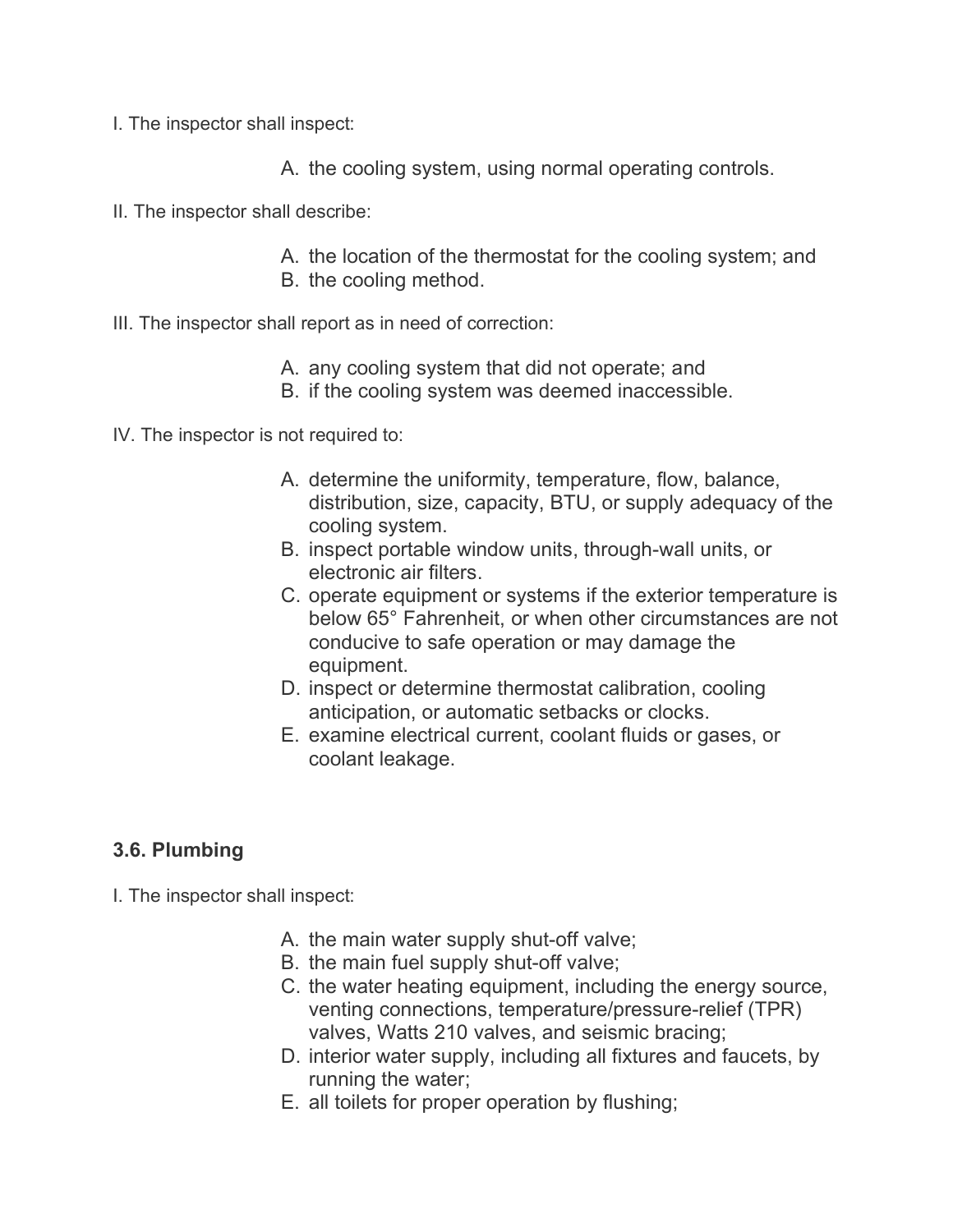I. The inspector shall inspect:

A. the cooling system, using normal operating controls.

II. The inspector shall describe:

A. the location of the thermostat for the cooling system; and
B. the cooling method.

III. The inspector shall report as in need of correction:

A. any cooling system that did not operate; and
B. if the cooling system was deemed inaccessible.

IV. The inspector is not required to:

A. determine the uniformity, temperature, flow, balance, distribution, size, capacity, BTU, or supply adequacy of the cooling system.
B. inspect portable window units, through-wall units, or electronic air filters.
C. operate equipment or systems if the exterior temperature is below 65° Fahrenheit, or when other circumstances are not conducive to safe operation or may damage the equipment.
D. inspect or determine thermostat calibration, cooling anticipation, or automatic setbacks or clocks.
E. examine electrical current, coolant fluids or gases, or coolant leakage.

### 3.6. Plumbing

I. The inspector shall inspect:

A. the main water supply shut-off valve;
B. the main fuel supply shut-off valve;
C. the water heating equipment, including the energy source, venting connections, temperature/pressure-relief (TPR) valves, Watts 210 valves, and seismic bracing;
D. interior water supply, including all fixtures and faucets, by running the water;
E. all toilets for proper operation by flushing;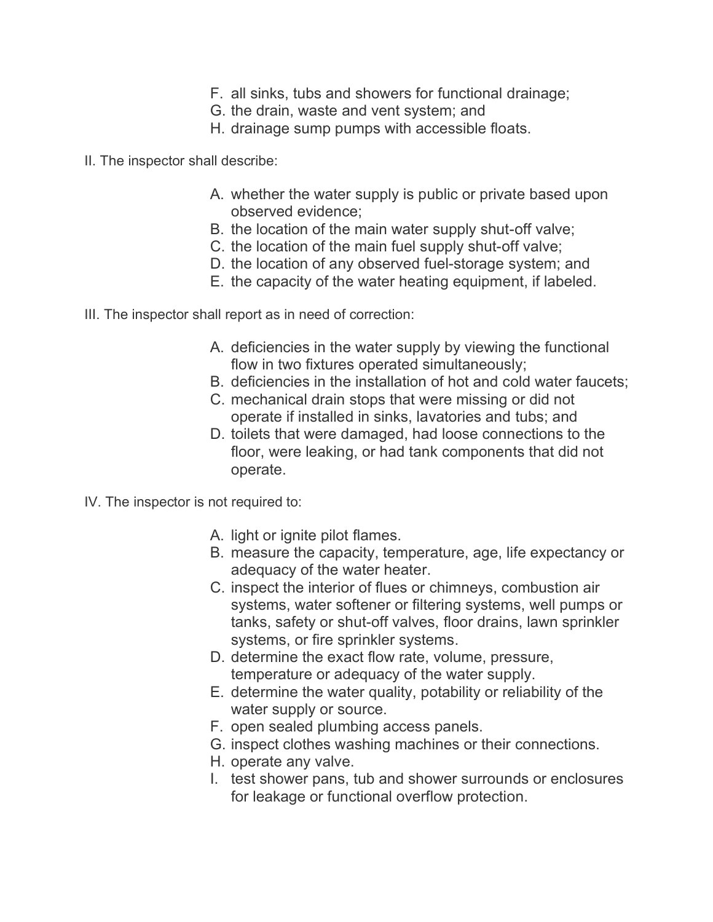F. all sinks, tubs and showers for functional drainage;
G. the drain, waste and vent system; and
H. drainage sump pumps with accessible floats.

II. The inspector shall describe:

A. whether the water supply is public or private based upon observed evidence;
B. the location of the main water supply shut-off valve;
C. the location of the main fuel supply shut-off valve;
D. the location of any observed fuel-storage system; and
E. the capacity of the water heating equipment, if labeled.

III. The inspector shall report as in need of correction:

A. deficiencies in the water supply by viewing the functional flow in two fixtures operated simultaneously;
B. deficiencies in the installation of hot and cold water faucets;
C. mechanical drain stops that were missing or did not operate if installed in sinks, lavatories and tubs; and
D. toilets that were damaged, had loose connections to the floor, were leaking, or had tank components that did not operate.

IV. The inspector is not required to:

A. light or ignite pilot flames.
B. measure the capacity, temperature, age, life expectancy or adequacy of the water heater.
C. inspect the interior of flues or chimneys, combustion air systems, water softener or filtering systems, well pumps or tanks, safety or shut-off valves, floor drains, lawn sprinkler systems, or fire sprinkler systems.
D. determine the exact flow rate, volume, pressure, temperature or adequacy of the water supply.
E. determine the water quality, potability or reliability of the water supply or source.
F. open sealed plumbing access panels.
G. inspect clothes washing machines or their connections.
H. operate any valve.
I. test shower pans, tub and shower surrounds or enclosures for leakage or functional overflow protection.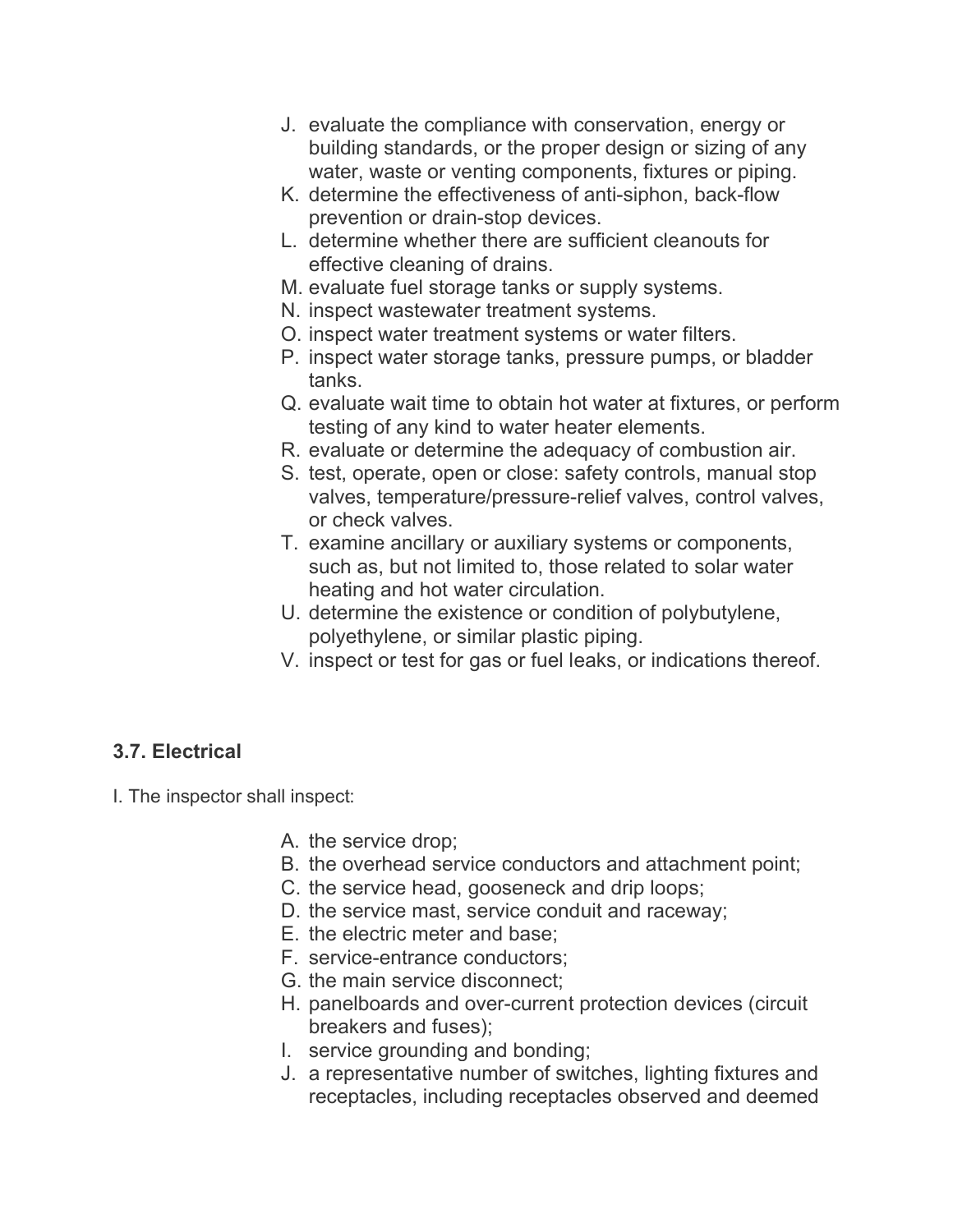J. evaluate the compliance with conservation, energy or building standards, or the proper design or sizing of any water, waste or venting components, fixtures or piping.
K. determine the effectiveness of anti-siphon, back-flow prevention or drain-stop devices.
L. determine whether there are sufficient cleanouts for effective cleaning of drains.
M. evaluate fuel storage tanks or supply systems.
N. inspect wastewater treatment systems.
O. inspect water treatment systems or water filters.
P. inspect water storage tanks, pressure pumps, or bladder tanks.
Q. evaluate wait time to obtain hot water at fixtures, or perform testing of any kind to water heater elements.
R. evaluate or determine the adequacy of combustion air.
S. test, operate, open or close: safety controls, manual stop valves, temperature/pressure-relief valves, control valves, or check valves.
T. examine ancillary or auxiliary systems or components, such as, but not limited to, those related to solar water heating and hot water circulation.
U. determine the existence or condition of polybutylene, polyethylene, or similar plastic piping.
V. inspect or test for gas or fuel leaks, or indications thereof.

### 3.7. Electrical

I. The inspector shall inspect:

A. the service drop;
B. the overhead service conductors and attachment point;
C. the service head, gooseneck and drip loops;
D. the service mast, service conduit and raceway;
E. the electric meter and base;
F. service-entrance conductors;
G. the main service disconnect;
H. panelboards and over-current protection devices (circuit breakers and fuses);
I. service grounding and bonding;
J. a representative number of switches, lighting fixtures and receptacles, including receptacles observed and deemed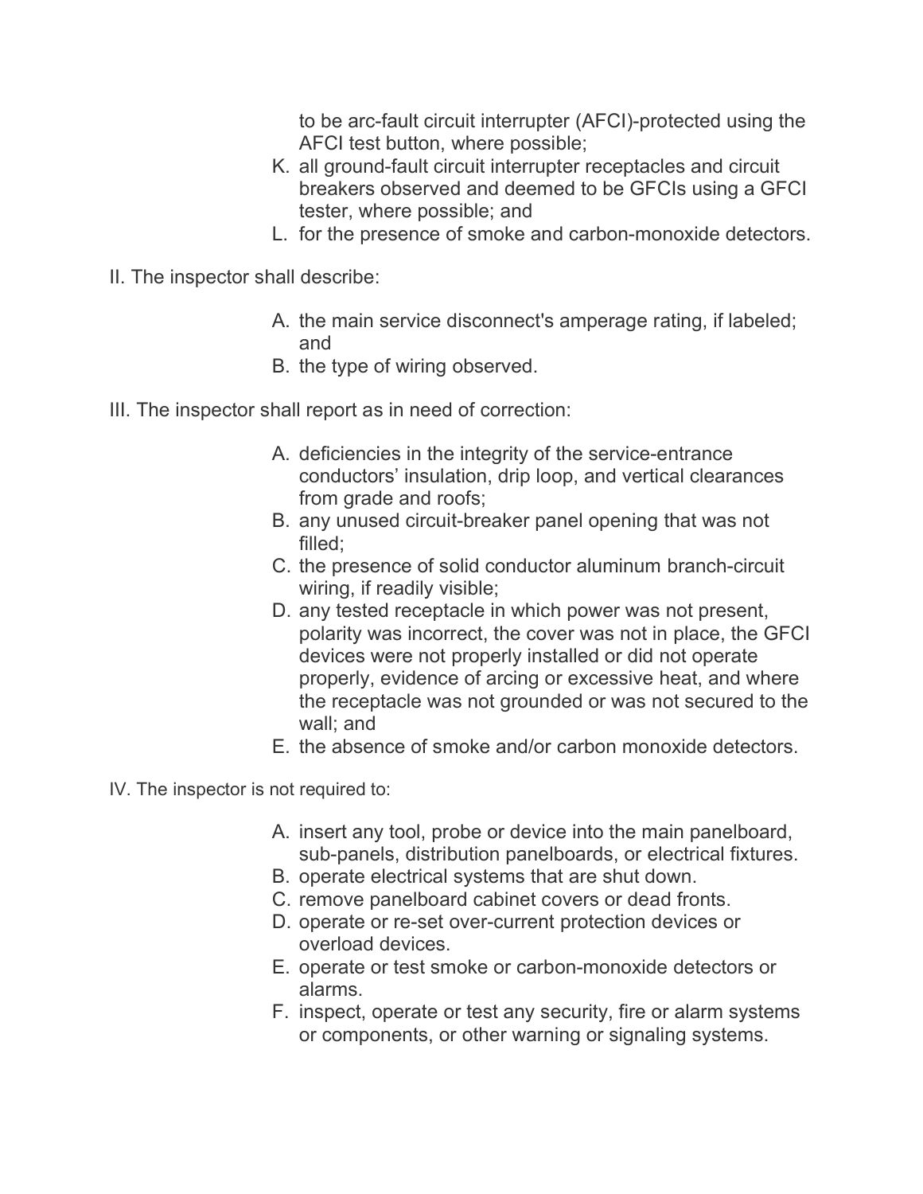to be arc-fault circuit interrupter (AFCI)-protected using the AFCI test button, where possible;

K. all ground-fault circuit interrupter receptacles and circuit breakers observed and deemed to be GFCIs using a GFCI tester, where possible; and

L. for the presence of smoke and carbon-monoxide detectors.

II. The inspector shall describe:

A. the main service disconnect's amperage rating, if labeled; and

B. the type of wiring observed.

III. The inspector shall report as in need of correction:

A. deficiencies in the integrity of the service-entrance conductors' insulation, drip loop, and vertical clearances from grade and roofs;

B. any unused circuit-breaker panel opening that was not filled;

C. the presence of solid conductor aluminum branch-circuit wiring, if readily visible;

D. any tested receptacle in which power was not present, polarity was incorrect, the cover was not in place, the GFCI devices were not properly installed or did not operate properly, evidence of arcing or excessive heat, and where the receptacle was not grounded or was not secured to the wall; and

E. the absence of smoke and/or carbon monoxide detectors.

IV. The inspector is not required to:

A. insert any tool, probe or device into the main panelboard, sub-panels, distribution panelboards, or electrical fixtures.

B. operate electrical systems that are shut down.

C. remove panelboard cabinet covers or dead fronts.

D. operate or re-set over-current protection devices or overload devices.

E. operate or test smoke or carbon-monoxide detectors or alarms.

F. inspect, operate or test any security, fire or alarm systems or components, or other warning or signaling systems.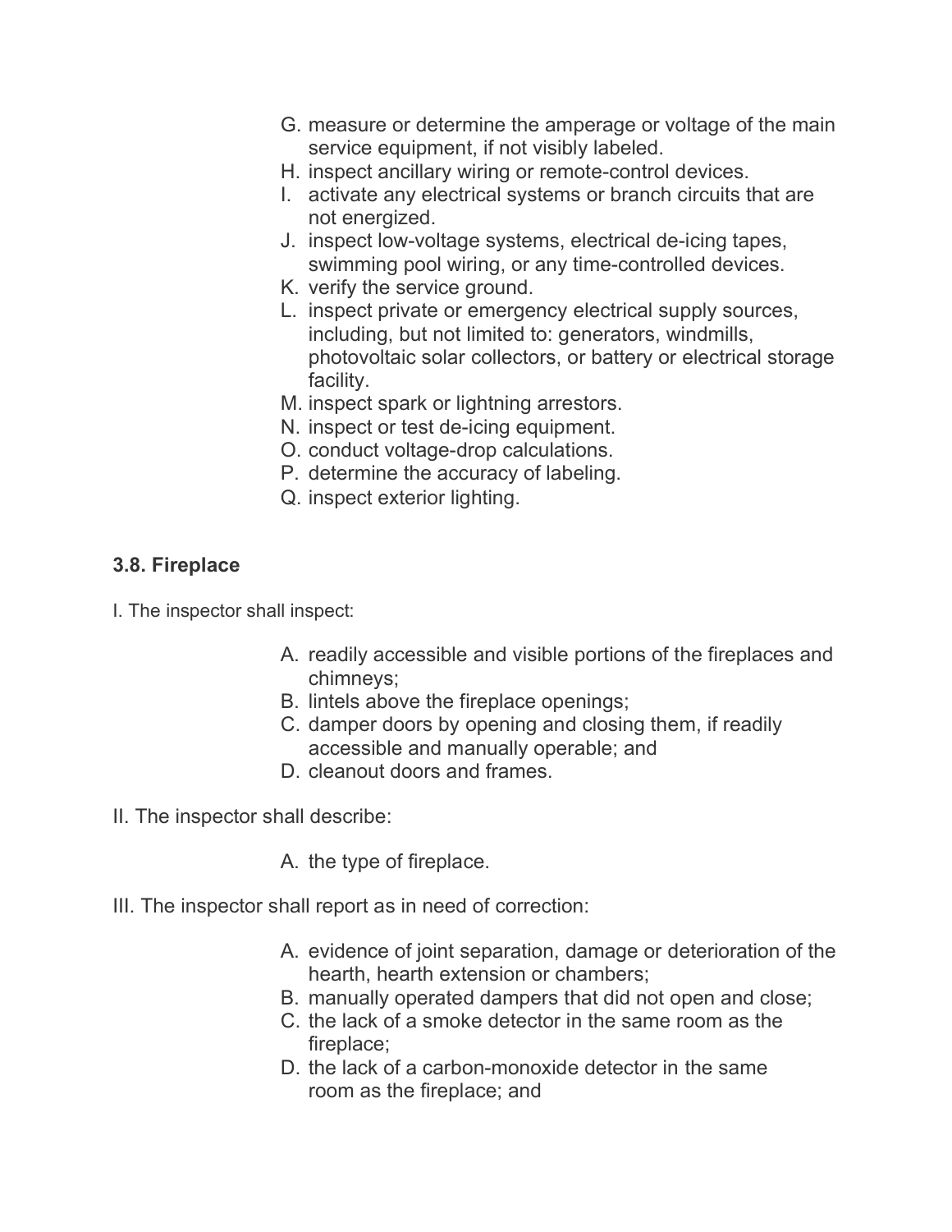G. measure or determine the amperage or voltage of the main service equipment, if not visibly labeled.
H. inspect ancillary wiring or remote-control devices.
I. activate any electrical systems or branch circuits that are not energized.
J. inspect low-voltage systems, electrical de-icing tapes, swimming pool wiring, or any time-controlled devices.
K. verify the service ground.
L. inspect private or emergency electrical supply sources, including, but not limited to: generators, windmills, photovoltaic solar collectors, or battery or electrical storage facility.
M. inspect spark or lightning arrestors.
N. inspect or test de-icing equipment.
O. conduct voltage-drop calculations.
P. determine the accuracy of labeling.
Q. inspect exterior lighting.

### 3.8. Fireplace

I. The inspector shall inspect:

A. readily accessible and visible portions of the fireplaces and chimneys;
B. lintels above the fireplace openings;
C. damper doors by opening and closing them, if readily accessible and manually operable; and
D. cleanout doors and frames.

II. The inspector shall describe:

A. the type of fireplace.

III. The inspector shall report as in need of correction:

A. evidence of joint separation, damage or deterioration of the hearth, hearth extension or chambers;
B. manually operated dampers that did not open and close;
C. the lack of a smoke detector in the same room as the fireplace;
D. the lack of a carbon-monoxide detector in the same room as the fireplace; and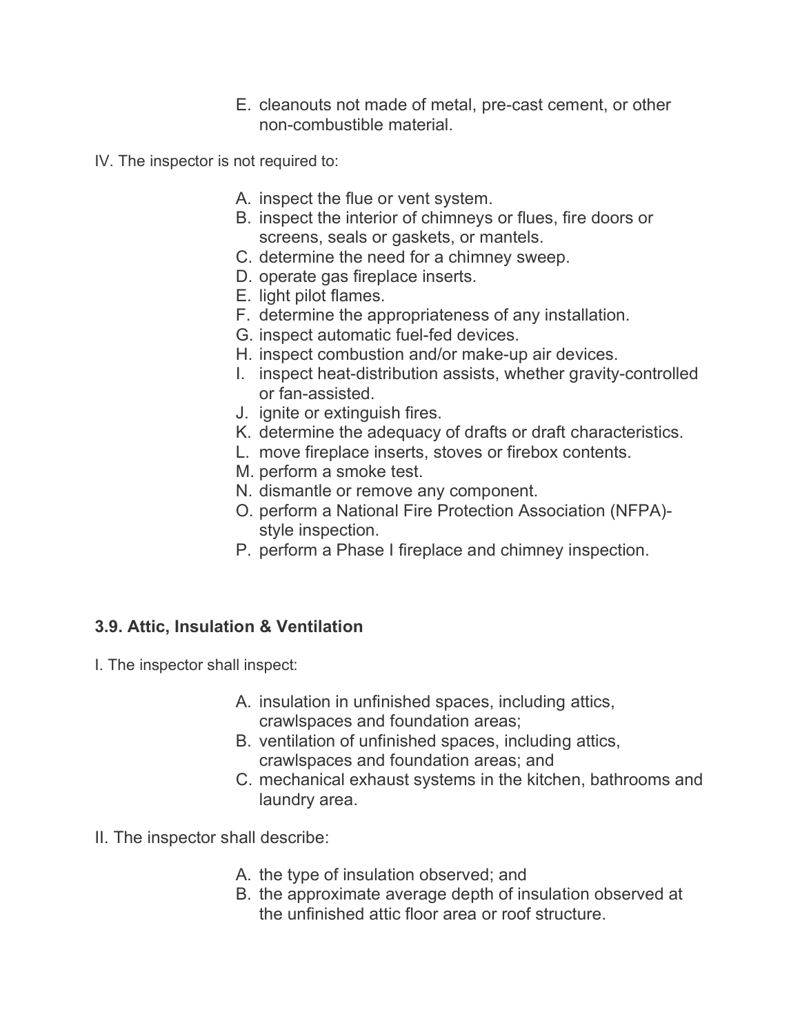E. cleanouts not made of metal, pre-cast cement, or other non-combustible material.

IV. The inspector is not required to:

A. inspect the flue or vent system.
B. inspect the interior of chimneys or flues, fire doors or screens, seals or gaskets, or mantels.
C. determine the need for a chimney sweep.
D. operate gas fireplace inserts.
E. light pilot flames.
F. determine the appropriateness of any installation.
G. inspect automatic fuel-fed devices.
H. inspect combustion and/or make-up air devices.
I. inspect heat-distribution assists, whether gravity-controlled or fan-assisted.
J. ignite or extinguish fires.
K. determine the adequacy of drafts or draft characteristics.
L. move fireplace inserts, stoves or firebox contents.
M. perform a smoke test.
N. dismantle or remove any component.
O. perform a National Fire Protection Association (NFPA)-style inspection.
P. perform a Phase I fireplace and chimney inspection.

### 3.9. Attic, Insulation & Ventilation

I. The inspector shall inspect:

A. insulation in unfinished spaces, including attics, crawlspaces and foundation areas;
B. ventilation of unfinished spaces, including attics, crawlspaces and foundation areas; and
C. mechanical exhaust systems in the kitchen, bathrooms and laundry area.

II. The inspector shall describe:

A. the type of insulation observed; and
B. the approximate average depth of insulation observed at the unfinished attic floor area or roof structure.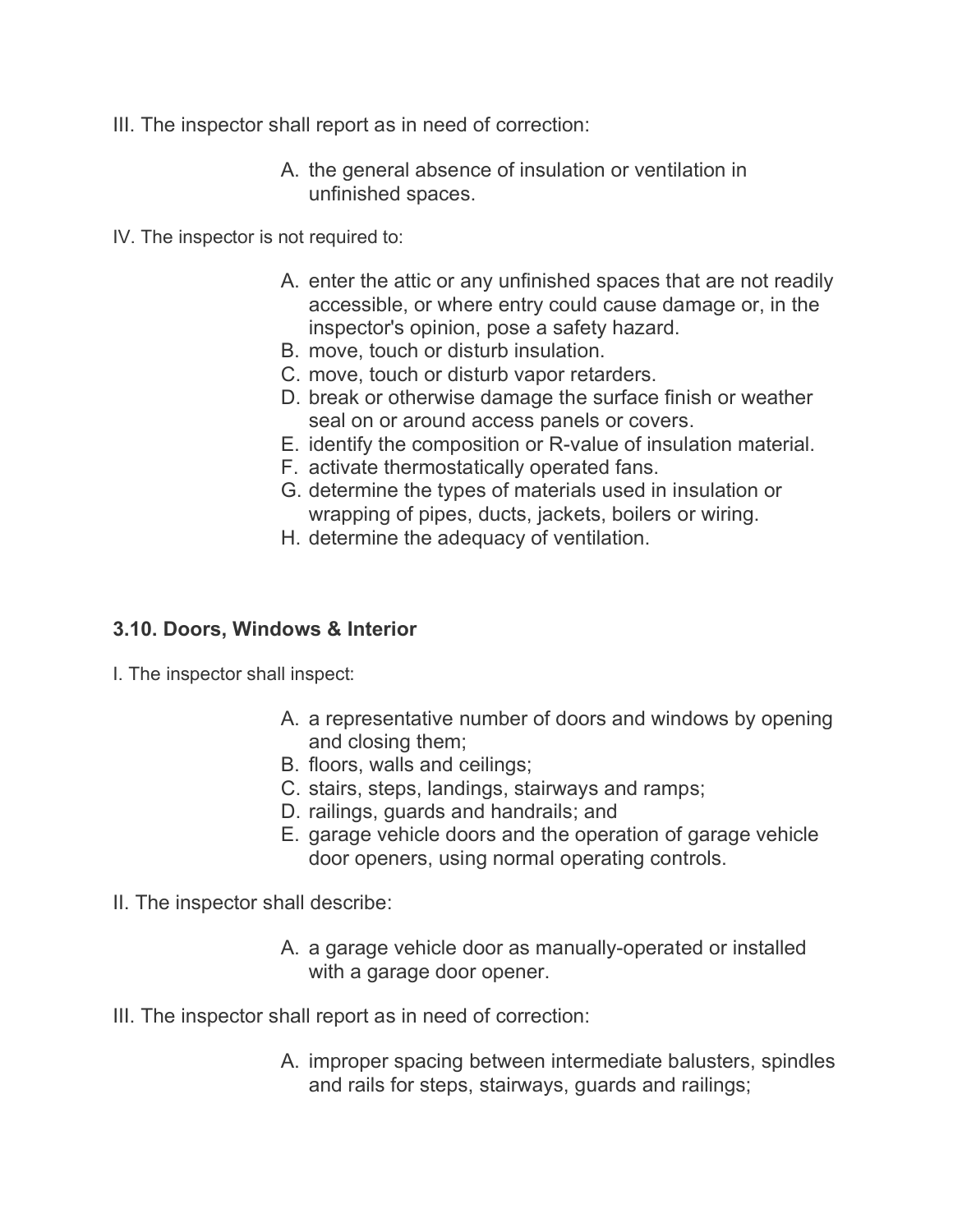III. The inspector shall report as in need of correction:

A. the general absence of insulation or ventilation in unfinished spaces.

IV. The inspector is not required to:

A. enter the attic or any unfinished spaces that are not readily accessible, or where entry could cause damage or, in the inspector's opinion, pose a safety hazard.
B. move, touch or disturb insulation.
C. move, touch or disturb vapor retarders.
D. break or otherwise damage the surface finish or weather seal on or around access panels or covers.
E. identify the composition or R-value of insulation material.
F. activate thermostatically operated fans.
G. determine the types of materials used in insulation or wrapping of pipes, ducts, jackets, boilers or wiring.
H. determine the adequacy of ventilation.

### 3.10. Doors, Windows & Interior

I. The inspector shall inspect:

A. a representative number of doors and windows by opening and closing them;
B. floors, walls and ceilings;
C. stairs, steps, landings, stairways and ramps;
D. railings, guards and handrails; and
E. garage vehicle doors and the operation of garage vehicle door openers, using normal operating controls.

II. The inspector shall describe:

A. a garage vehicle door as manually-operated or installed with a garage door opener.

III. The inspector shall report as in need of correction:

A. improper spacing between intermediate balusters, spindles and rails for steps, stairways, guards and railings;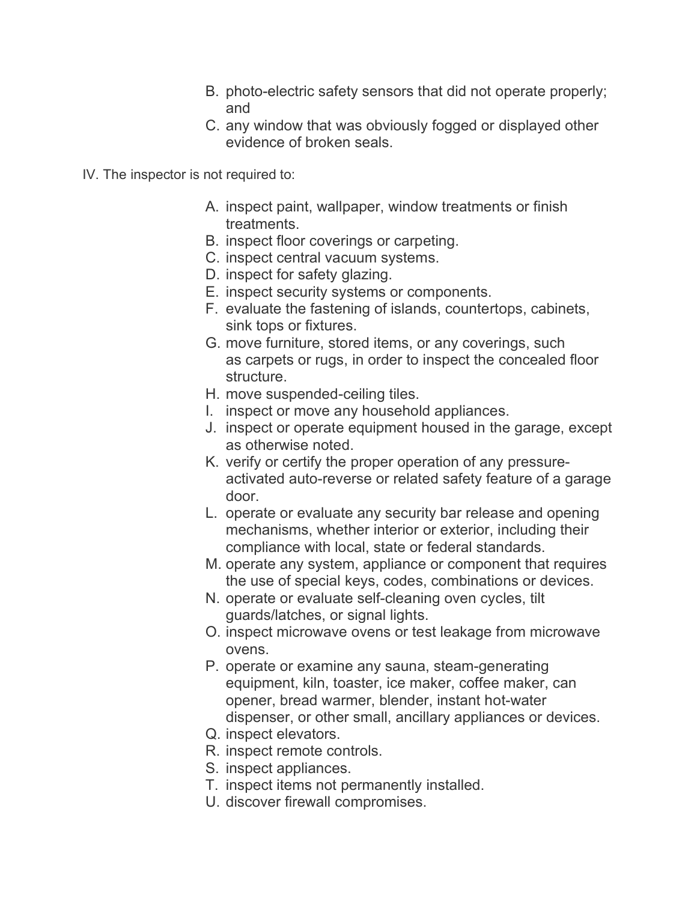B. photo-electric safety sensors that did not operate properly; and
C. any window that was obviously fogged or displayed other evidence of broken seals.

IV. The inspector is not required to:

A. inspect paint, wallpaper, window treatments or finish treatments.
B. inspect floor coverings or carpeting.
C. inspect central vacuum systems.
D. inspect for safety glazing.
E. inspect security systems or components.
F. evaluate the fastening of islands, countertops, cabinets, sink tops or fixtures.
G. move furniture, stored items, or any coverings, such as carpets or rugs, in order to inspect the concealed floor structure.
H. move suspended-ceiling tiles.
I. inspect or move any household appliances.
J. inspect or operate equipment housed in the garage, except as otherwise noted.
K. verify or certify the proper operation of any pressure-activated auto-reverse or related safety feature of a garage door.
L. operate or evaluate any security bar release and opening mechanisms, whether interior or exterior, including their compliance with local, state or federal standards.
M. operate any system, appliance or component that requires the use of special keys, codes, combinations or devices.
N. operate or evaluate self-cleaning oven cycles, tilt guards/latches, or signal lights.
O. inspect microwave ovens or test leakage from microwave ovens.
P. operate or examine any sauna, steam-generating equipment, kiln, toaster, ice maker, coffee maker, can opener, bread warmer, blender, instant hot-water dispenser, or other small, ancillary appliances or devices.
Q. inspect elevators.
R. inspect remote controls.
S. inspect appliances.
T. inspect items not permanently installed.
U. discover firewall compromises.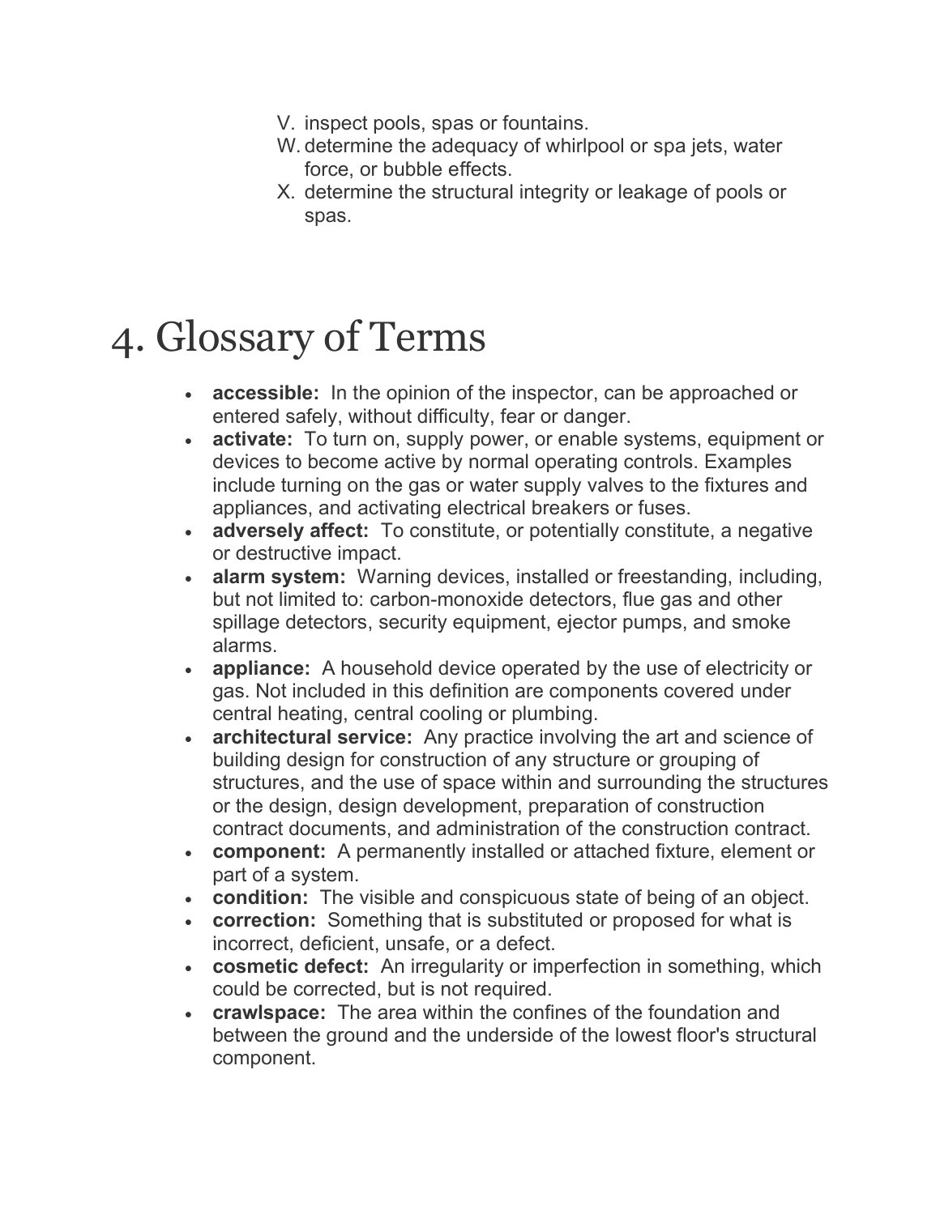V. inspect pools, spas or fountains.
W. determine the adequacy of whirlpool or spa jets, water force, or bubble effects.
X. determine the structural integrity or leakage of pools or spas.

# 4. Glossary of Terms

- **accessible:** In the opinion of the inspector, can be approached or entered safely, without difficulty, fear or danger.
- **activate:** To turn on, supply power, or enable systems, equipment or devices to become active by normal operating controls. Examples include turning on the gas or water supply valves to the fixtures and appliances, and activating electrical breakers or fuses.
- **adversely affect:** To constitute, or potentially constitute, a negative or destructive impact.
- **alarm system:** Warning devices, installed or freestanding, including, but not limited to: carbon-monoxide detectors, flue gas and other spillage detectors, security equipment, ejector pumps, and smoke alarms.
- **appliance:** A household device operated by the use of electricity or gas. Not included in this definition are components covered under central heating, central cooling or plumbing.
- **architectural service:** Any practice involving the art and science of building design for construction of any structure or grouping of structures, and the use of space within and surrounding the structures or the design, design development, preparation of construction contract documents, and administration of the construction contract.
- **component:** A permanently installed or attached fixture, element or part of a system.
- **condition:** The visible and conspicuous state of being of an object.
- **correction:** Something that is substituted or proposed for what is incorrect, deficient, unsafe, or a defect.
- **cosmetic defect:** An irregularity or imperfection in something, which could be corrected, but is not required.
- **crawlspace:** The area within the confines of the foundation and between the ground and the underside of the lowest floor's structural component.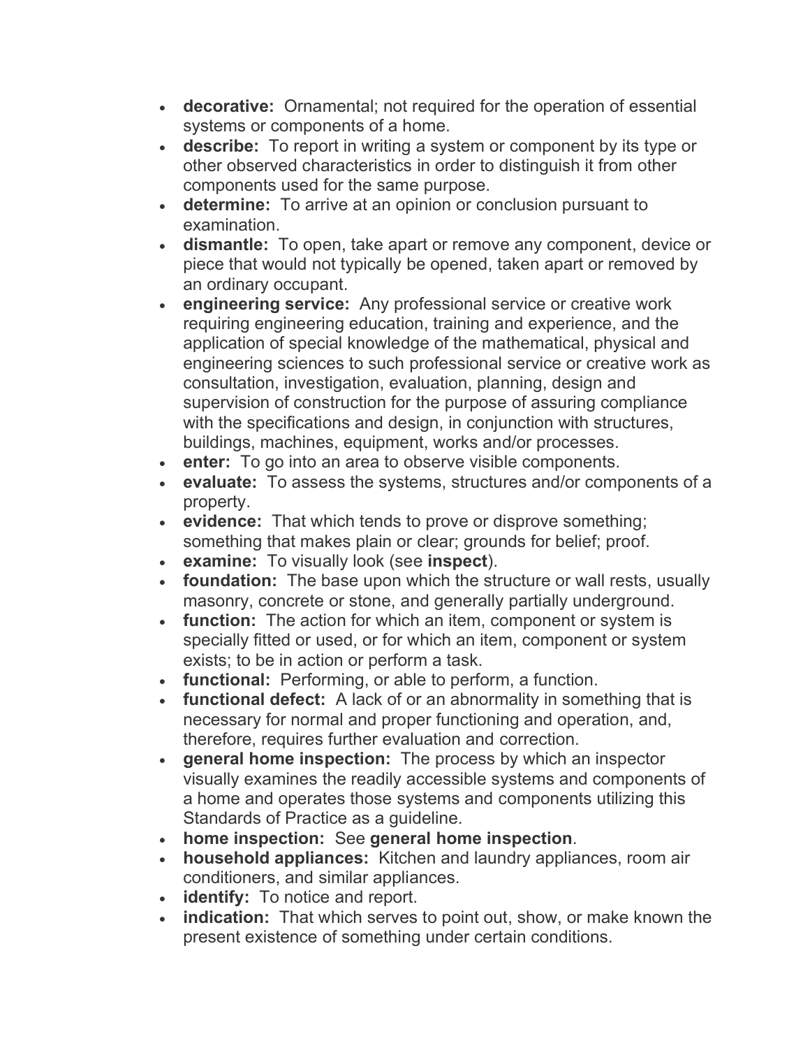- **decorative:** Ornamental; not required for the operation of essential systems or components of a home.
- **describe:** To report in writing a system or component by its type or other observed characteristics in order to distinguish it from other components used for the same purpose.
- **determine:** To arrive at an opinion or conclusion pursuant to examination.
- **dismantle:** To open, take apart or remove any component, device or piece that would not typically be opened, taken apart or removed by an ordinary occupant.
- **engineering service:** Any professional service or creative work requiring engineering education, training and experience, and the application of special knowledge of the mathematical, physical and engineering sciences to such professional service or creative work as consultation, investigation, evaluation, planning, design and supervision of construction for the purpose of assuring compliance with the specifications and design, in conjunction with structures, buildings, machines, equipment, works and/or processes.
- **enter:** To go into an area to observe visible components.
- **evaluate:** To assess the systems, structures and/or components of a property.
- **evidence:** That which tends to prove or disprove something; something that makes plain or clear; grounds for belief; proof.
- **examine:** To visually look (see **inspect**).
- **foundation:** The base upon which the structure or wall rests, usually masonry, concrete or stone, and generally partially underground.
- **function:** The action for which an item, component or system is specially fitted or used, or for which an item, component or system exists; to be in action or perform a task.
- **functional:** Performing, or able to perform, a function.
- **functional defect:** A lack of or an abnormality in something that is necessary for normal and proper functioning and operation, and, therefore, requires further evaluation and correction.
- **general home inspection:** The process by which an inspector visually examines the readily accessible systems and components of a home and operates those systems and components utilizing this Standards of Practice as a guideline.
- **home inspection:** See **general home inspection**.
- **household appliances:** Kitchen and laundry appliances, room air conditioners, and similar appliances.
- **identify:** To notice and report.
- **indication:** That which serves to point out, show, or make known the present existence of something under certain conditions.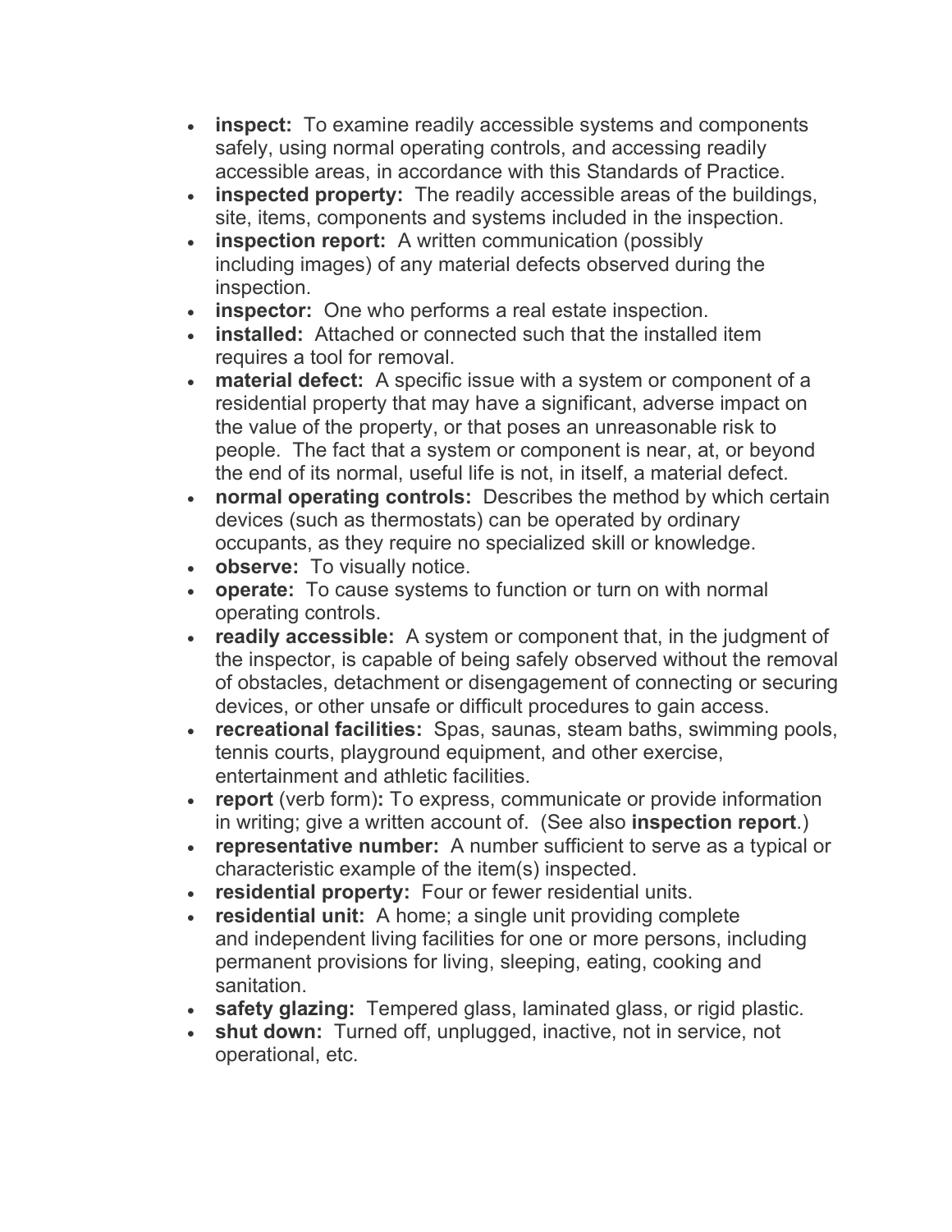- **inspect:** To examine readily accessible systems and components safely, using normal operating controls, and accessing readily accessible areas, in accordance with this Standards of Practice.
- **inspected property:** The readily accessible areas of the buildings, site, items, components and systems included in the inspection.
- **inspection report:** A written communication (possibly including images) of any material defects observed during the inspection.
- **inspector:** One who performs a real estate inspection.
- **installed:** Attached or connected such that the installed item requires a tool for removal.
- **material defect:** A specific issue with a system or component of a residential property that may have a significant, adverse impact on the value of the property, or that poses an unreasonable risk to people. The fact that a system or component is near, at, or beyond the end of its normal, useful life is not, in itself, a material defect.
- **normal operating controls:** Describes the method by which certain devices (such as thermostats) can be operated by ordinary occupants, as they require no specialized skill or knowledge.
- **observe:** To visually notice.
- **operate:** To cause systems to function or turn on with normal operating controls.
- **readily accessible:** A system or component that, in the judgment of the inspector, is capable of being safely observed without the removal of obstacles, detachment or disengagement of connecting or securing devices, or other unsafe or difficult procedures to gain access.
- **recreational facilities:** Spas, saunas, steam baths, swimming pools, tennis courts, playground equipment, and other exercise, entertainment and athletic facilities.
- **report** (verb form)**:** To express, communicate or provide information in writing; give a written account of. (See also **inspection report**.)
- **representative number:** A number sufficient to serve as a typical or characteristic example of the item(s) inspected.
- **residential property:** Four or fewer residential units.
- **residential unit:** A home; a single unit providing complete and independent living facilities for one or more persons, including permanent provisions for living, sleeping, eating, cooking and sanitation.
- **safety glazing:** Tempered glass, laminated glass, or rigid plastic.
- **shut down:** Turned off, unplugged, inactive, not in service, not operational, etc.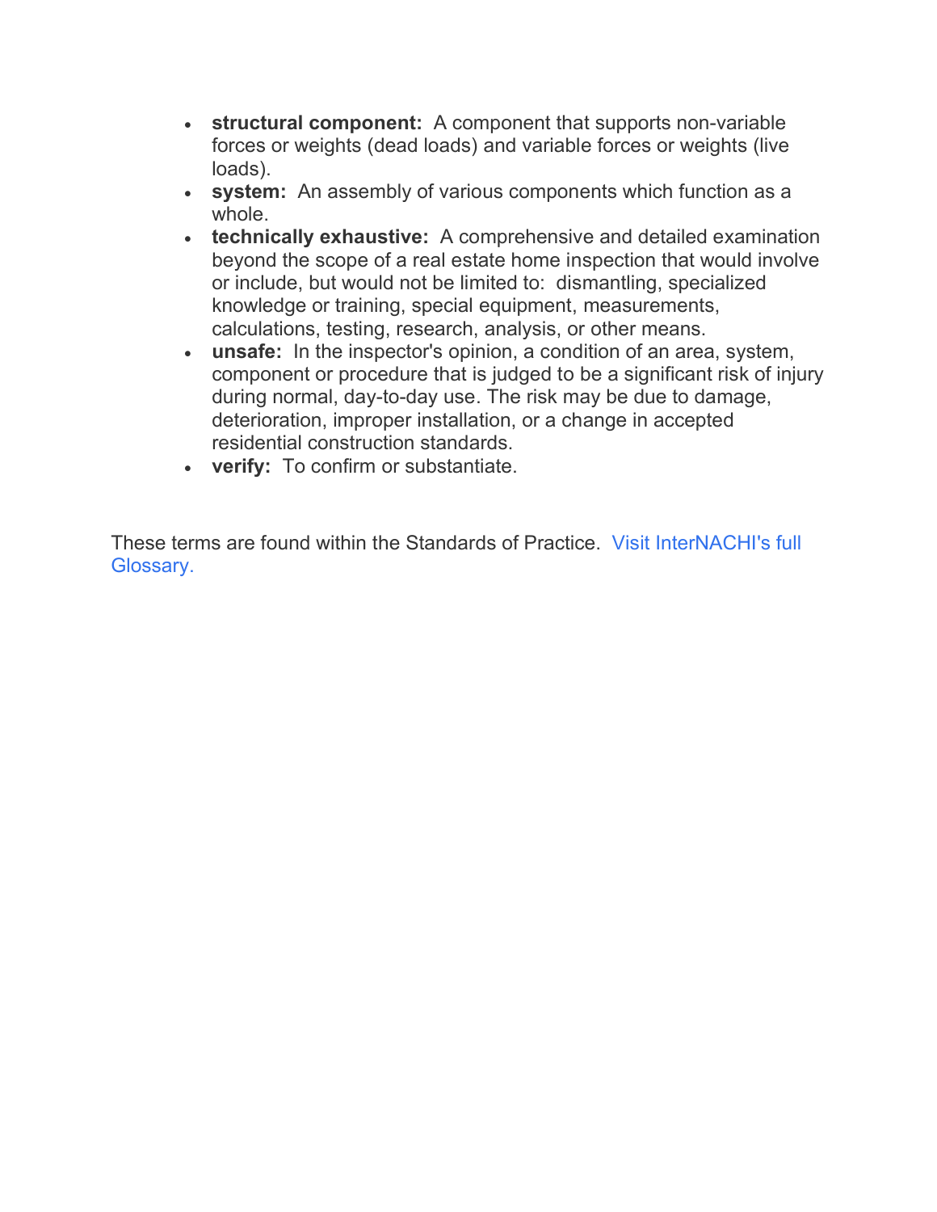- **structural component:** A component that supports non-variable forces or weights (dead loads) and variable forces or weights (live loads).
- **system:** An assembly of various components which function as a whole.
- **technically exhaustive:** A comprehensive and detailed examination beyond the scope of a real estate home inspection that would involve or include, but would not be limited to: dismantling, specialized knowledge or training, special equipment, measurements, calculations, testing, research, analysis, or other means.
- **unsafe:** In the inspector's opinion, a condition of an area, system, component or procedure that is judged to be a significant risk of injury during normal, day-to-day use. The risk may be due to damage, deterioration, improper installation, or a change in accepted residential construction standards.
- **verify:** To confirm or substantiate.

These terms are found within the Standards of Practice. Visit InterNACHI's full Glossary.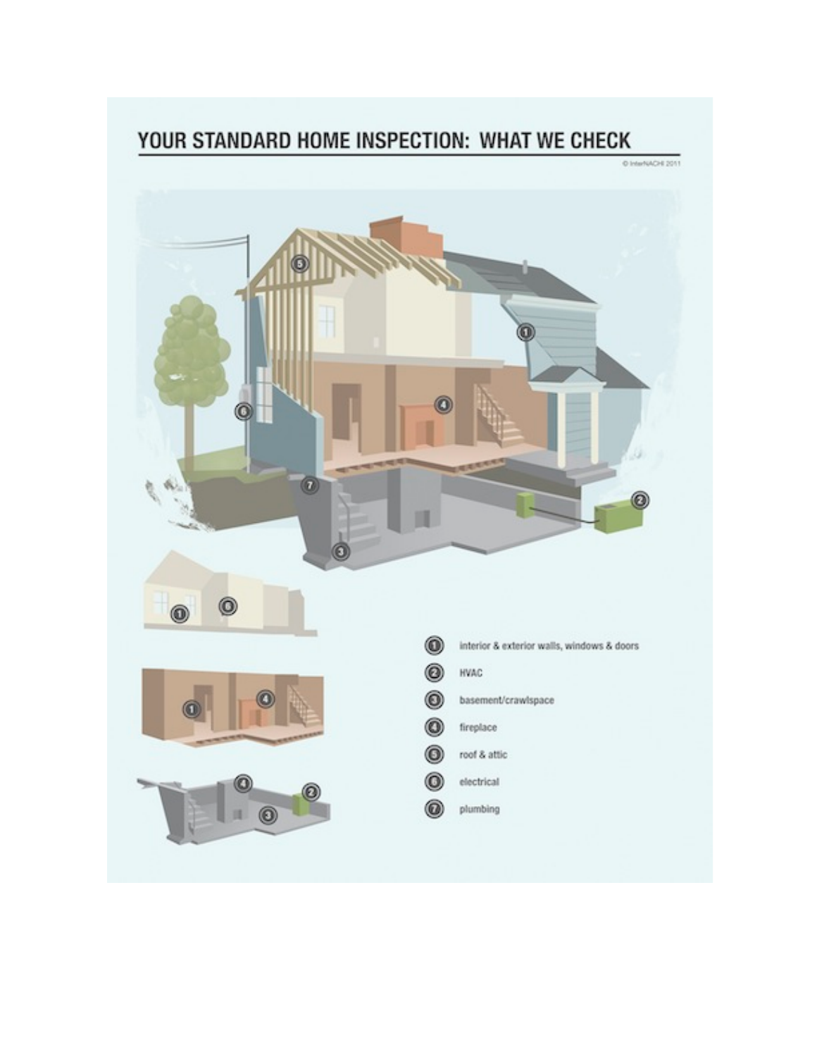# YOUR STANDARD HOME INSPECTION: WHAT WE CHECK

© InterNACHI 2011

1. interior & exterior walls, windows & doors
2. HVAC
3. basement/crawlspace
4. fireplace
5. roof & attic
6. electrical
7. plumbing